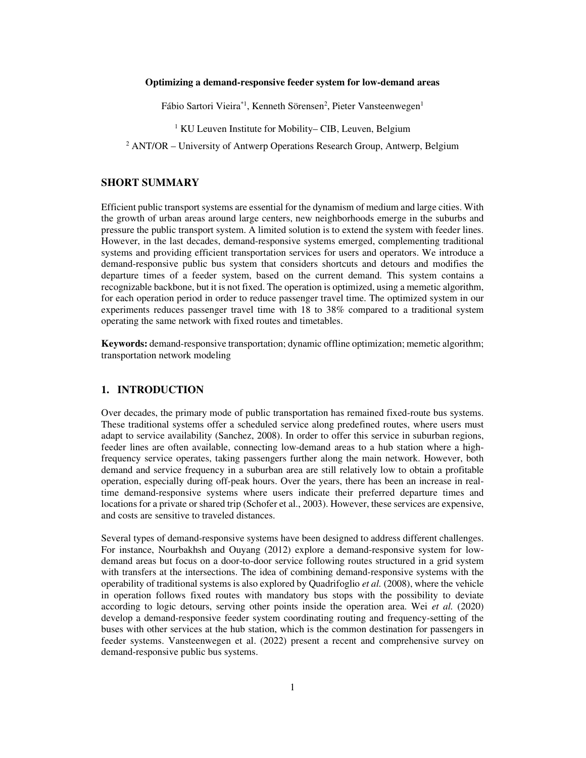**Optimizing a demand-responsive feeder system for low-demand areas**

Fábio Sartori Vieira[*1], Kenneth Sörensen[2], Pieter Vansteenwegen[1]

[1] KU Leuven Institute for Mobility– CIB, Leuven, Belgium

[2] ANT/OR – University of Antwerp Operations Research Group, Antwerp, Belgium

## SHORT SUMMARY

Efficient public transport systems are essential for the dynamism of medium and large cities. With the growth of urban areas around large centers, new neighborhoods emerge in the suburbs and pressure the public transport system. A limited solution is to extend the system with feeder lines. However, in the last decades, demand-responsive systems emerged, complementing traditional systems and providing efficient transportation services for users and operators. We introduce a demand-responsive public bus system that considers shortcuts and detours and modifies the departure times of a feeder system, based on the current demand. This system contains a recognizable backbone, but it is not fixed. The operation is optimized, using a memetic algorithm, for each operation period in order to reduce passenger travel time. The optimized system in our experiments reduces passenger travel time with 18 to 38% compared to a traditional system operating the same network with fixed routes and timetables.

**Keywords:** demand-responsive transportation; dynamic offline optimization; memetic algorithm; transportation network modeling

## 1. INTRODUCTION

Over decades, the primary mode of public transportation has remained fixed-route bus systems. These traditional systems offer a scheduled service along predefined routes, where users must adapt to service availability (Sanchez, 2008). In order to offer this service in suburban regions, feeder lines are often available, connecting low-demand areas to a hub station where a high-frequency service operates, taking passengers further along the main network. However, both demand and service frequency in a suburban area are still relatively low to obtain a profitable operation, especially during off-peak hours. Over the years, there has been an increase in real-time demand-responsive systems where users indicate their preferred departure times and locations for a private or shared trip (Schofer et al., 2003). However, these services are expensive, and costs are sensitive to traveled distances.

Several types of demand-responsive systems have been designed to address different challenges. For instance, Nourbakhsh and Ouyang (2012) explore a demand-responsive system for low-demand areas but focus on a door-to-door service following routes structured in a grid system with transfers at the intersections. The idea of combining demand-responsive systems with the operability of traditional systems is also explored by Quadrifoglio *et al.* (2008), where the vehicle in operation follows fixed routes with mandatory bus stops with the possibility to deviate according to logic detours, serving other points inside the operation area. Wei *et al.* (2020) develop a demand-responsive feeder system coordinating routing and frequency-setting of the buses with other services at the hub station, which is the common destination for passengers in feeder systems. Vansteenwegen et al. (2022) present a recent and comprehensive survey on demand-responsive public bus systems.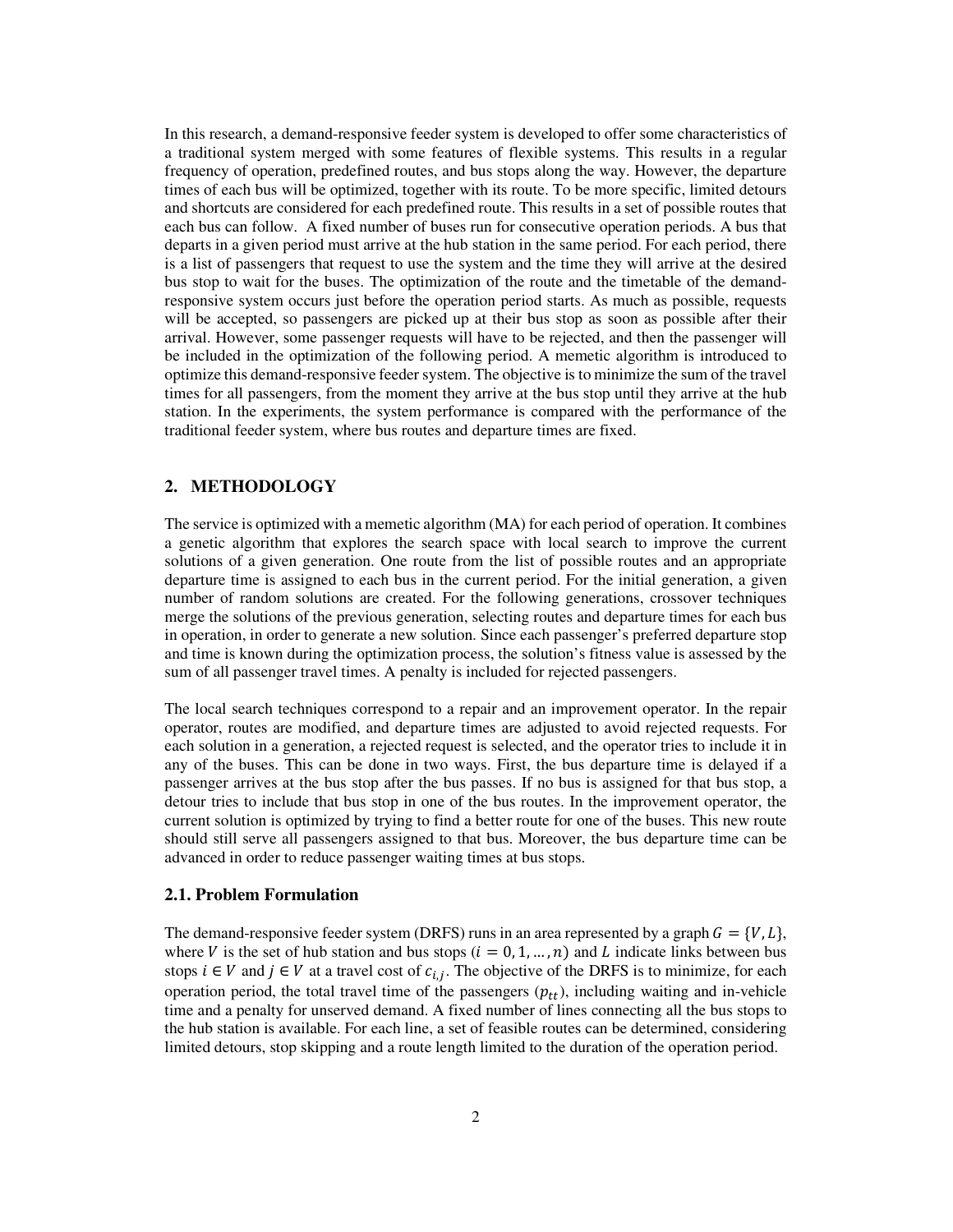In this research, a demand-responsive feeder system is developed to offer some characteristics of a traditional system merged with some features of flexible systems. This results in a regular frequency of operation, predefined routes, and bus stops along the way. However, the departure times of each bus will be optimized, together with its route. To be more specific, limited detours and shortcuts are considered for each predefined route. This results in a set of possible routes that each bus can follow. A fixed number of buses run for consecutive operation periods. A bus that departs in a given period must arrive at the hub station in the same period. For each period, there is a list of passengers that request to use the system and the time they will arrive at the desired bus stop to wait for the buses. The optimization of the route and the timetable of the demand-responsive system occurs just before the operation period starts. As much as possible, requests will be accepted, so passengers are picked up at their bus stop as soon as possible after their arrival. However, some passenger requests will have to be rejected, and then the passenger will be included in the optimization of the following period. A memetic algorithm is introduced to optimize this demand-responsive feeder system. The objective is to minimize the sum of the travel times for all passengers, from the moment they arrive at the bus stop until they arrive at the hub station. In the experiments, the system performance is compared with the performance of the traditional feeder system, where bus routes and departure times are fixed.

## 2. METHODOLOGY

The service is optimized with a memetic algorithm (MA) for each period of operation. It combines a genetic algorithm that explores the search space with local search to improve the current solutions of a given generation. One route from the list of possible routes and an appropriate departure time is assigned to each bus in the current period. For the initial generation, a given number of random solutions are created. For the following generations, crossover techniques merge the solutions of the previous generation, selecting routes and departure times for each bus in operation, in order to generate a new solution. Since each passenger's preferred departure stop and time is known during the optimization process, the solution's fitness value is assessed by the sum of all passenger travel times. A penalty is included for rejected passengers.

The local search techniques correspond to a repair and an improvement operator. In the repair operator, routes are modified, and departure times are adjusted to avoid rejected requests. For each solution in a generation, a rejected request is selected, and the operator tries to include it in any of the buses. This can be done in two ways. First, the bus departure time is delayed if a passenger arrives at the bus stop after the bus passes. If no bus is assigned for that bus stop, a detour tries to include that bus stop in one of the bus routes. In the improvement operator, the current solution is optimized by trying to find a better route for one of the buses. This new route should still serve all passengers assigned to that bus. Moreover, the bus departure time can be advanced in order to reduce passenger waiting times at bus stops.

### 2.1. Problem Formulation

The demand-responsive feeder system (DRFS) runs in an area represented by a graph $G = \{V, L\}$, where $V$ is the set of hub station and bus stops ($i = 0, 1, \ldots, n$) and $L$ indicate links between bus stops $i \in V$ and $j \in V$ at a travel cost of $c_{i,j}$. The objective of the DRFS is to minimize, for each operation period, the total travel time of the passengers ($p_{tt}$), including waiting and in-vehicle time and a penalty for unserved demand. A fixed number of lines connecting all the bus stops to the hub station is available. For each line, a set of feasible routes can be determined, considering limited detours, stop skipping and a route length limited to the duration of the operation period.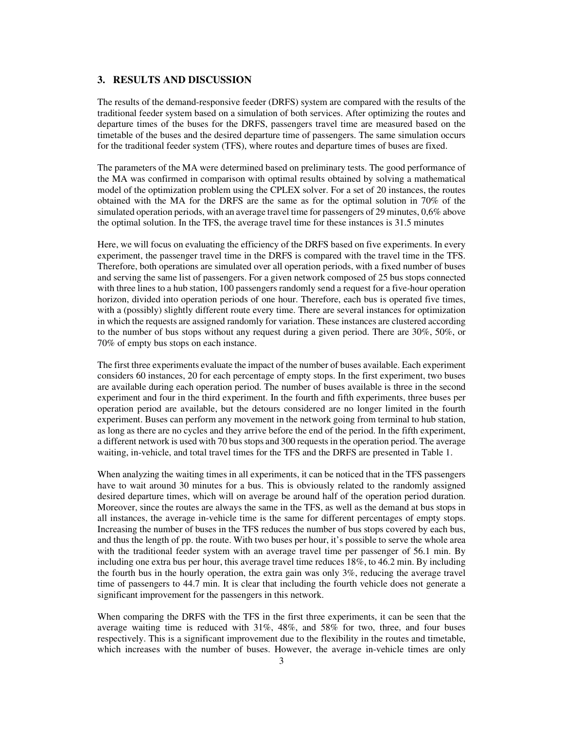## 3. RESULTS AND DISCUSSION

The results of the demand-responsive feeder (DRFS) system are compared with the results of the traditional feeder system based on a simulation of both services. After optimizing the routes and departure times of the buses for the DRFS, passengers travel time are measured based on the timetable of the buses and the desired departure time of passengers. The same simulation occurs for the traditional feeder system (TFS), where routes and departure times of buses are fixed.

The parameters of the MA were determined based on preliminary tests. The good performance of the MA was confirmed in comparison with optimal results obtained by solving a mathematical model of the optimization problem using the CPLEX solver. For a set of 20 instances, the routes obtained with the MA for the DRFS are the same as for the optimal solution in 70% of the simulated operation periods, with an average travel time for passengers of 29 minutes, 0,6% above the optimal solution. In the TFS, the average travel time for these instances is 31.5 minutes

Here, we will focus on evaluating the efficiency of the DRFS based on five experiments. In every experiment, the passenger travel time in the DRFS is compared with the travel time in the TFS. Therefore, both operations are simulated over all operation periods, with a fixed number of buses and serving the same list of passengers. For a given network composed of 25 bus stops connected with three lines to a hub station, 100 passengers randomly send a request for a five-hour operation horizon, divided into operation periods of one hour. Therefore, each bus is operated five times, with a (possibly) slightly different route every time. There are several instances for optimization in which the requests are assigned randomly for variation. These instances are clustered according to the number of bus stops without any request during a given period. There are 30%, 50%, or 70% of empty bus stops on each instance.

The first three experiments evaluate the impact of the number of buses available. Each experiment considers 60 instances, 20 for each percentage of empty stops. In the first experiment, two buses are available during each operation period. The number of buses available is three in the second experiment and four in the third experiment. In the fourth and fifth experiments, three buses per operation period are available, but the detours considered are no longer limited in the fourth experiment. Buses can perform any movement in the network going from terminal to hub station, as long as there are no cycles and they arrive before the end of the period. In the fifth experiment, a different network is used with 70 bus stops and 300 requests in the operation period. The average waiting, in-vehicle, and total travel times for the TFS and the DRFS are presented in Table 1.

When analyzing the waiting times in all experiments, it can be noticed that in the TFS passengers have to wait around 30 minutes for a bus. This is obviously related to the randomly assigned desired departure times, which will on average be around half of the operation period duration. Moreover, since the routes are always the same in the TFS, as well as the demand at bus stops in all instances, the average in-vehicle time is the same for different percentages of empty stops. Increasing the number of buses in the TFS reduces the number of bus stops covered by each bus, and thus the length of pp. the route. With two buses per hour, it's possible to serve the whole area with the traditional feeder system with an average travel time per passenger of 56.1 min. By including one extra bus per hour, this average travel time reduces 18%, to 46.2 min. By including the fourth bus in the hourly operation, the extra gain was only 3%, reducing the average travel time of passengers to 44.7 min. It is clear that including the fourth vehicle does not generate a significant improvement for the passengers in this network.

When comparing the DRFS with the TFS in the first three experiments, it can be seen that the average waiting time is reduced with 31%, 48%, and 58% for two, three, and four buses respectively. This is a significant improvement due to the flexibility in the routes and timetable, which increases with the number of buses. However, the average in-vehicle times are only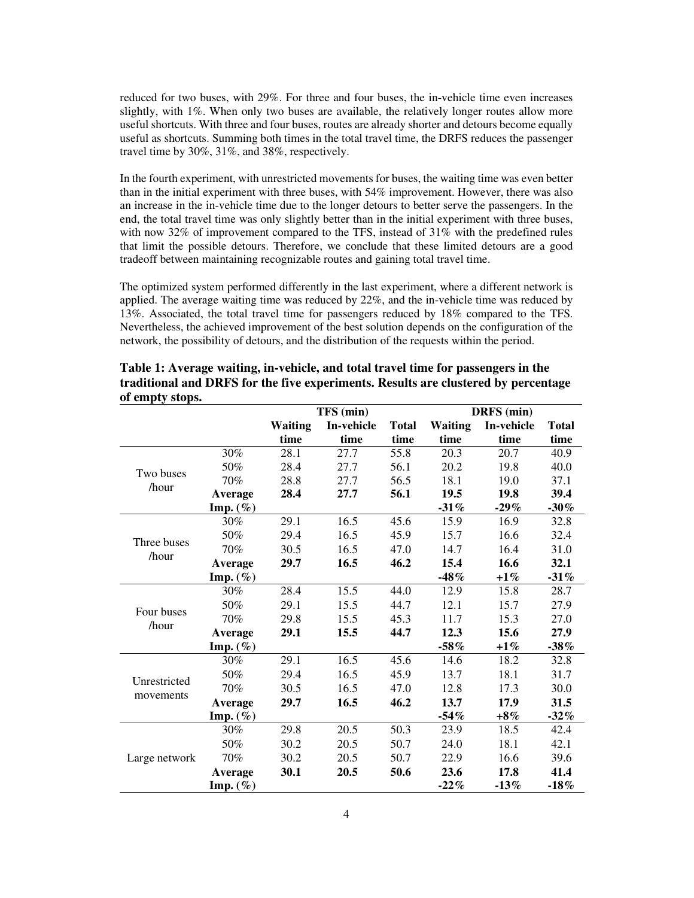reduced for two buses, with 29%. For three and four buses, the in-vehicle time even increases slightly, with 1%. When only two buses are available, the relatively longer routes allow more useful shortcuts. With three and four buses, routes are already shorter and detours become equally useful as shortcuts. Summing both times in the total travel time, the DRFS reduces the passenger travel time by 30%, 31%, and 38%, respectively.

In the fourth experiment, with unrestricted movements for buses, the waiting time was even better than in the initial experiment with three buses, with 54% improvement. However, there was also an increase in the in-vehicle time due to the longer detours to better serve the passengers. In the end, the total travel time was only slightly better than in the initial experiment with three buses, with now 32% of improvement compared to the TFS, instead of 31% with the predefined rules that limit the possible detours. Therefore, we conclude that these limited detours are a good tradeoff between maintaining recognizable routes and gaining total travel time.

The optimized system performed differently in the last experiment, where a different network is applied. The average waiting time was reduced by 22%, and the in-vehicle time was reduced by 13%. Associated, the total travel time for passengers reduced by 18% compared to the TFS. Nevertheless, the achieved improvement of the best solution depends on the configuration of the network, the possibility of detours, and the distribution of the requests within the period.

**Table 1: Average waiting, in-vehicle, and total travel time for passengers in the traditional and DRFS for the five experiments. Results are clustered by percentage of empty stops.**

| | | TFS (min) | | | DRFS (min) | | |
|---|---|---|---|---|---|---|---|
| | | **Waiting time** | **In-vehicle time** | **Total time** | **Waiting time** | **In-vehicle time** | **Total time** |
| Two buses /hour | 30% | 28.1 | 27.7 | 55.8 | 20.3 | 20.7 | 40.9 |
| | 50% | 28.4 | 27.7 | 56.1 | 20.2 | 19.8 | 40.0 |
| | 70% | 28.8 | 27.7 | 56.5 | 18.1 | 19.0 | 37.1 |
| | **Average** | **28.4** | **27.7** | **56.1** | **19.5** | **19.8** | **39.4** |
| | **Imp. (%)** | | | | **-31%** | **-29%** | **-30%** |
| Three buses /hour | 30% | 29.1 | 16.5 | 45.6 | 15.9 | 16.9 | 32.8 |
| | 50% | 29.4 | 16.5 | 45.9 | 15.7 | 16.6 | 32.4 |
| | 70% | 30.5 | 16.5 | 47.0 | 14.7 | 16.4 | 31.0 |
| | **Average** | **29.7** | **16.5** | **46.2** | **15.4** | **16.6** | **32.1** |
| | **Imp. (%)** | | | | **-48%** | **+1%** | **-31%** |
| Four buses /hour | 30% | 28.4 | 15.5 | 44.0 | 12.9 | 15.8 | 28.7 |
| | 50% | 29.1 | 15.5 | 44.7 | 12.1 | 15.7 | 27.9 |
| | 70% | 29.8 | 15.5 | 45.3 | 11.7 | 15.3 | 27.0 |
| | **Average** | **29.1** | **15.5** | **44.7** | **12.3** | **15.6** | **27.9** |
| | **Imp. (%)** | | | | **-58%** | **+1%** | **-38%** |
| Unrestricted movements | 30% | 29.1 | 16.5 | 45.6 | 14.6 | 18.2 | 32.8 |
| | 50% | 29.4 | 16.5 | 45.9 | 13.7 | 18.1 | 31.7 |
| | 70% | 30.5 | 16.5 | 47.0 | 12.8 | 17.3 | 30.0 |
| | **Average** | **29.7** | **16.5** | **46.2** | **13.7** | **17.9** | **31.5** |
| | **Imp. (%)** | | | | **-54%** | **+8%** | **-32%** |
| Large network | 30% | 29.8 | 20.5 | 50.3 | 23.9 | 18.5 | 42.4 |
| | 50% | 30.2 | 20.5 | 50.7 | 24.0 | 18.1 | 42.1 |
| | 70% | 30.2 | 20.5 | 50.7 | 22.9 | 16.6 | 39.6 |
| | **Average** | **30.1** | **20.5** | **50.6** | **23.6** | **17.8** | **41.4** |
| | **Imp. (%)** | | | | **-22%** | **-13%** | **-18%** |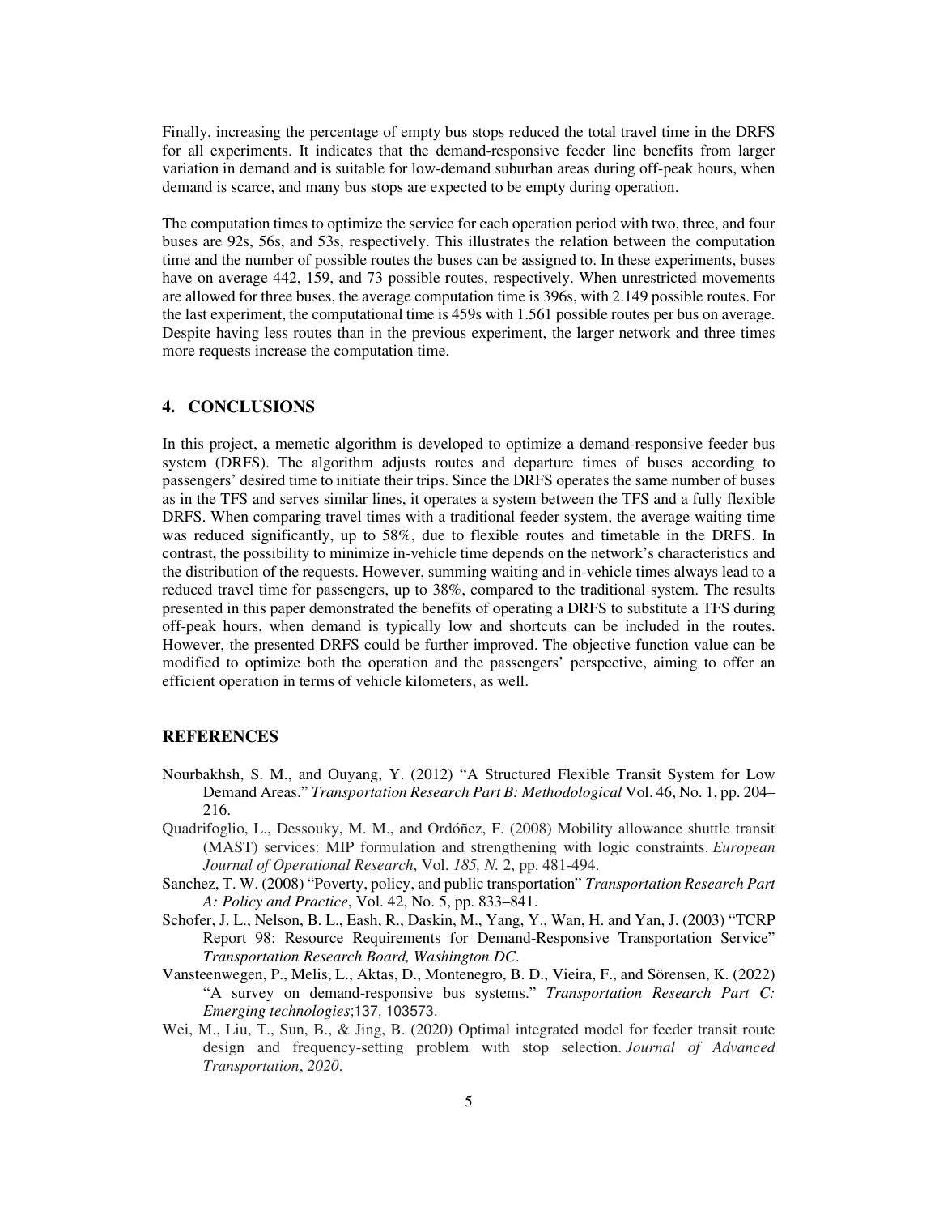Finally, increasing the percentage of empty bus stops reduced the total travel time in the DRFS for all experiments. It indicates that the demand-responsive feeder line benefits from larger variation in demand and is suitable for low-demand suburban areas during off-peak hours, when demand is scarce, and many bus stops are expected to be empty during operation.

The computation times to optimize the service for each operation period with two, three, and four buses are 92s, 56s, and 53s, respectively. This illustrates the relation between the computation time and the number of possible routes the buses can be assigned to. In these experiments, buses have on average 442, 159, and 73 possible routes, respectively. When unrestricted movements are allowed for three buses, the average computation time is 396s, with 2.149 possible routes. For the last experiment, the computational time is 459s with 1.561 possible routes per bus on average. Despite having less routes than in the previous experiment, the larger network and three times more requests increase the computation time.

## 4. CONCLUSIONS

In this project, a memetic algorithm is developed to optimize a demand-responsive feeder bus system (DRFS). The algorithm adjusts routes and departure times of buses according to passengers' desired time to initiate their trips. Since the DRFS operates the same number of buses as in the TFS and serves similar lines, it operates a system between the TFS and a fully flexible DRFS. When comparing travel times with a traditional feeder system, the average waiting time was reduced significantly, up to 58%, due to flexible routes and timetable in the DRFS. In contrast, the possibility to minimize in-vehicle time depends on the network's characteristics and the distribution of the requests. However, summing waiting and in-vehicle times always lead to a reduced travel time for passengers, up to 38%, compared to the traditional system. The results presented in this paper demonstrated the benefits of operating a DRFS to substitute a TFS during off-peak hours, when demand is typically low and shortcuts can be included in the routes. However, the presented DRFS could be further improved. The objective function value can be modified to optimize both the operation and the passengers' perspective, aiming to offer an efficient operation in terms of vehicle kilometers, as well.

## REFERENCES

Nourbakhsh, S. M., and Ouyang, Y. (2012) "A Structured Flexible Transit System for Low Demand Areas." *Transportation Research Part B: Methodological* Vol. 46, No. 1, pp. 204–216.

Quadrifoglio, L., Dessouky, M. M., and Ordóñez, F. (2008) Mobility allowance shuttle transit (MAST) services: MIP formulation and strengthening with logic constraints. *European Journal of Operational Research*, Vol. *185, N.* 2, pp. 481-494.

Sanchez, T. W. (2008) "Poverty, policy, and public transportation" *Transportation Research Part A: Policy and Practice*, Vol. 42, No. 5, pp. 833–841.

Schofer, J. L., Nelson, B. L., Eash, R., Daskin, M., Yang, Y., Wan, H. and Yan, J. (2003) "TCRP Report 98: Resource Requirements for Demand-Responsive Transportation Service" *Transportation Research Board, Washington DC*.

Vansteenwegen, P., Melis, L., Aktas, D., Montenegro, B. D., Vieira, F., and Sörensen, K. (2022) "A survey on demand-responsive bus systems." *Transportation Research Part C: Emerging technologies*;137, 103573.

Wei, M., Liu, T., Sun, B., & Jing, B. (2020) Optimal integrated model for feeder transit route design and frequency-setting problem with stop selection. *Journal of Advanced Transportation*, *2020*.